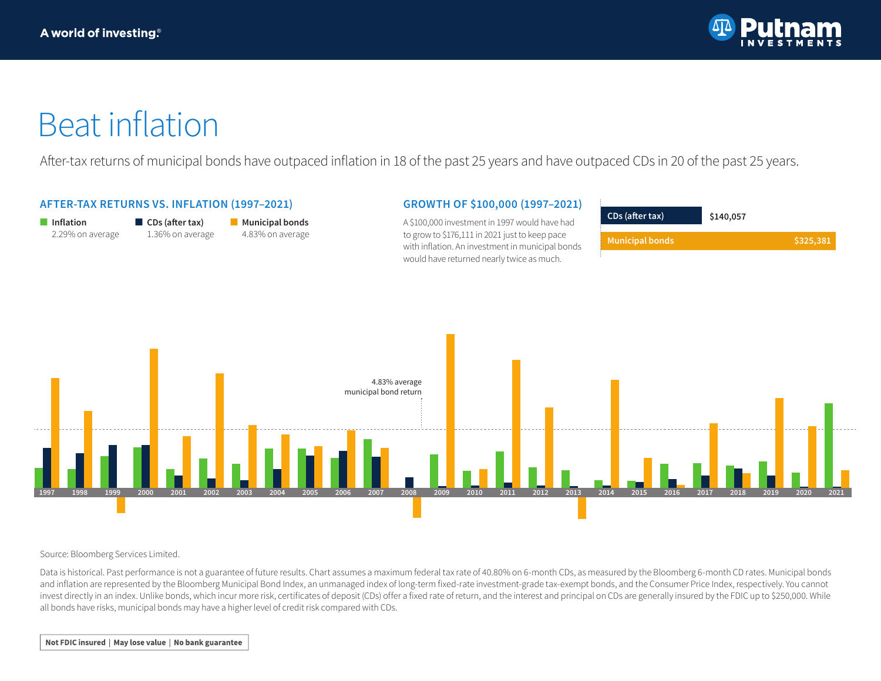A world of investing®

Putnam INVESTMENTS

# Beat inflation

After-tax returns of municipal bonds have outpaced inflation in 18 of the past 25 years and have outpaced CDs in 20 of the past 25 years.

## AFTER-TAX RETURNS VS. INFLATION (1997–2021)

**Inflation**
2.29% on average

**CDs (after tax)**
1.36% on average

**Municipal bonds**
4.83% on average

## GROWTH OF $100,000 (1997–2021)

A $100,000 investment in 1997 would have had to grow to $176,111 in 2021 just to keep pace with inflation. An investment in municipal bonds would have returned nearly twice as much.

CDs (after tax) $140,057

Municipal bonds $325,381

4.83% average municipal bond return

1997 1998 1999 2000 2001 2002 2003 2004 2005 2006 2007 2008 2009 2010 2011 2012 2013 2014 2015 2016 2017 2018 2019 2020 2021

Source: Bloomberg Services Limited.

Data is historical. Past performance is not a guarantee of future results. Chart assumes a maximum federal tax rate of 40.80% on 6-month CDs, as measured by the Bloomberg 6-month CD rates. Municipal bonds and inflation are represented by the Bloomberg Municipal Bond Index, an unmanaged index of long-term fixed-rate investment-grade tax-exempt bonds, and the Consumer Price Index, respectively. You cannot invest directly in an index. Unlike bonds, which incur more risk, certificates of deposit (CDs) offer a fixed rate of return, and the interest and principal on CDs are generally insured by the FDIC up to $250,000. While all bonds have risks, municipal bonds may have a higher level of credit risk compared with CDs.

Not FDIC insured | May lose value | No bank guarantee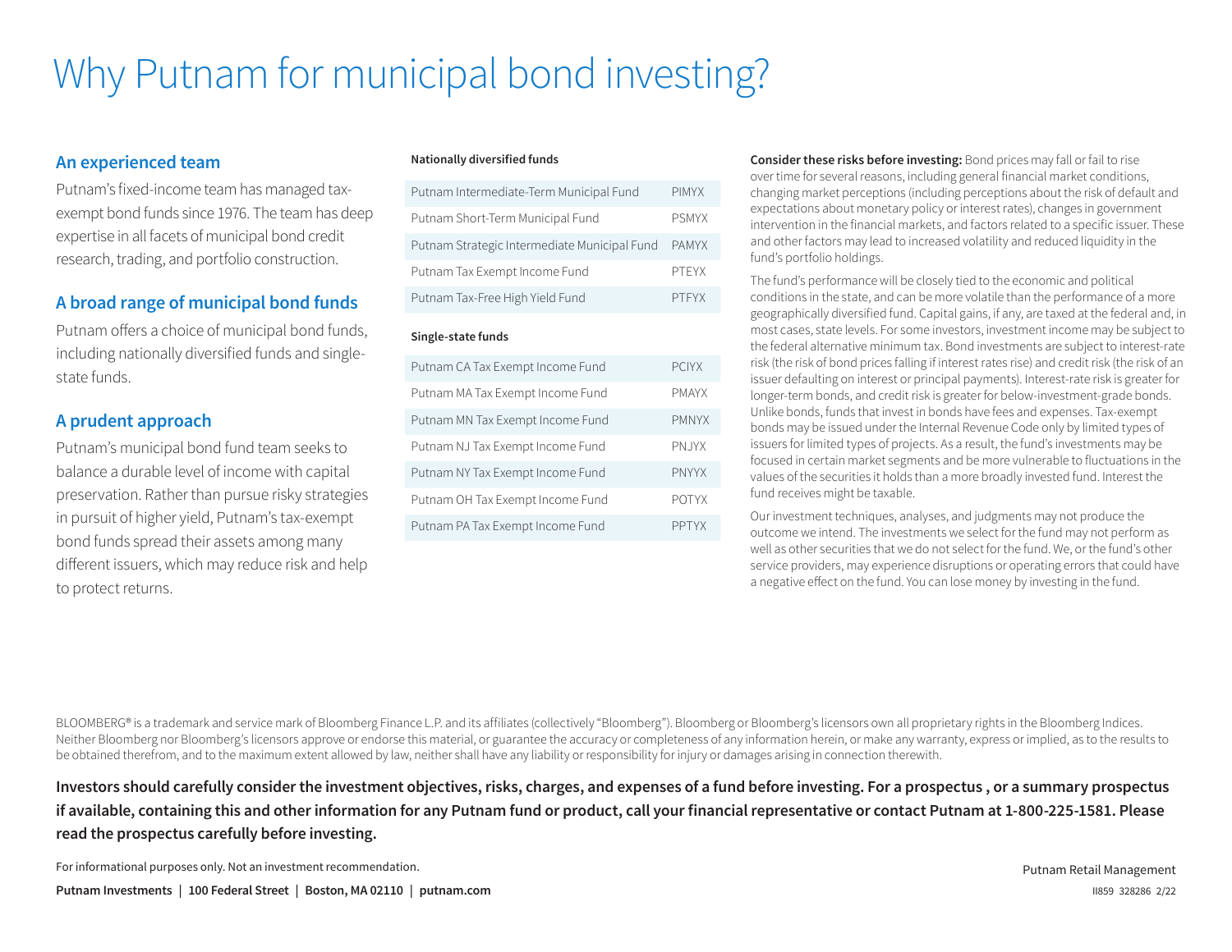# Why Putnam for municipal bond investing?

## An experienced team

Putnam's fixed-income team has managed tax-exempt bond funds since 1976. The team has deep expertise in all facets of municipal bond credit research, trading, and portfolio construction.

## A broad range of municipal bond funds

Putnam offers a choice of municipal bond funds, including nationally diversified funds and single-state funds.

## A prudent approach

Putnam's municipal bond fund team seeks to balance a durable level of income with capital preservation. Rather than pursue risky strategies in pursuit of higher yield, Putnam's tax-exempt bond funds spread their assets among many different issuers, which may reduce risk and help to protect returns.

**Nationally diversified funds**

| | |
|---|---|
| Putnam Intermediate-Term Municipal Fund | PIMYX |
| Putnam Short-Term Municipal Fund | PSMYX |
| Putnam Strategic Intermediate Municipal Fund | PAMYX |
| Putnam Tax Exempt Income Fund | PTEYX |
| Putnam Tax-Free High Yield Fund | PTFYX |

**Single-state funds**

| | |
|---|---|
| Putnam CA Tax Exempt Income Fund | PCIYX |
| Putnam MA Tax Exempt Income Fund | PMAYX |
| Putnam MN Tax Exempt Income Fund | PMNYX |
| Putnam NJ Tax Exempt Income Fund | PNJYX |
| Putnam NY Tax Exempt Income Fund | PNYYX |
| Putnam OH Tax Exempt Income Fund | POTYX |
| Putnam PA Tax Exempt Income Fund | PPTYX |

**Consider these risks before investing:** Bond prices may fall or fail to rise over time for several reasons, including general financial market conditions, changing market perceptions (including perceptions about the risk of default and expectations about monetary policy or interest rates), changes in government intervention in the financial markets, and factors related to a specific issuer. These and other factors may lead to increased volatility and reduced liquidity in the fund's portfolio holdings.

The fund's performance will be closely tied to the economic and political conditions in the state, and can be more volatile than the performance of a more geographically diversified fund. Capital gains, if any, are taxed at the federal and, in most cases, state levels. For some investors, investment income may be subject to the federal alternative minimum tax. Bond investments are subject to interest-rate risk (the risk of bond prices falling if interest rates rise) and credit risk (the risk of an issuer defaulting on interest or principal payments). Interest-rate risk is greater for longer-term bonds, and credit risk is greater for below-investment-grade bonds. Unlike bonds, funds that invest in bonds have fees and expenses. Tax-exempt bonds may be issued under the Internal Revenue Code only by limited types of issuers for limited types of projects. As a result, the fund's investments may be focused in certain market segments and be more vulnerable to fluctuations in the values of the securities it holds than a more broadly invested fund. Interest the fund receives might be taxable.

Our investment techniques, analyses, and judgments may not produce the outcome we intend. The investments we select for the fund may not perform as well as other securities that we do not select for the fund. We, or the fund's other service providers, may experience disruptions or operating errors that could have a negative effect on the fund. You can lose money by investing in the fund.

BLOOMBERG® is a trademark and service mark of Bloomberg Finance L.P. and its affiliates (collectively "Bloomberg"). Bloomberg or Bloomberg's licensors own all proprietary rights in the Bloomberg Indices. Neither Bloomberg nor Bloomberg's licensors approve or endorse this material, or guarantee the accuracy or completeness of any information herein, or make any warranty, express or implied, as to the results to be obtained therefrom, and to the maximum extent allowed by law, neither shall have any liability or responsibility for injury or damages arising in connection therewith.

**Investors should carefully consider the investment objectives, risks, charges, and expenses of a fund before investing. For a prospectus , or a summary prospectus if available, containing this and other information for any Putnam fund or product, call your financial representative or contact Putnam at 1-800-225-1581. Please read the prospectus carefully before investing.**

For informational purposes only. Not an investment recommendation.

**Putnam Investments | 100 Federal Street | Boston, MA 02110 | putnam.com**

Putnam Retail Management

II859 328286 2/22